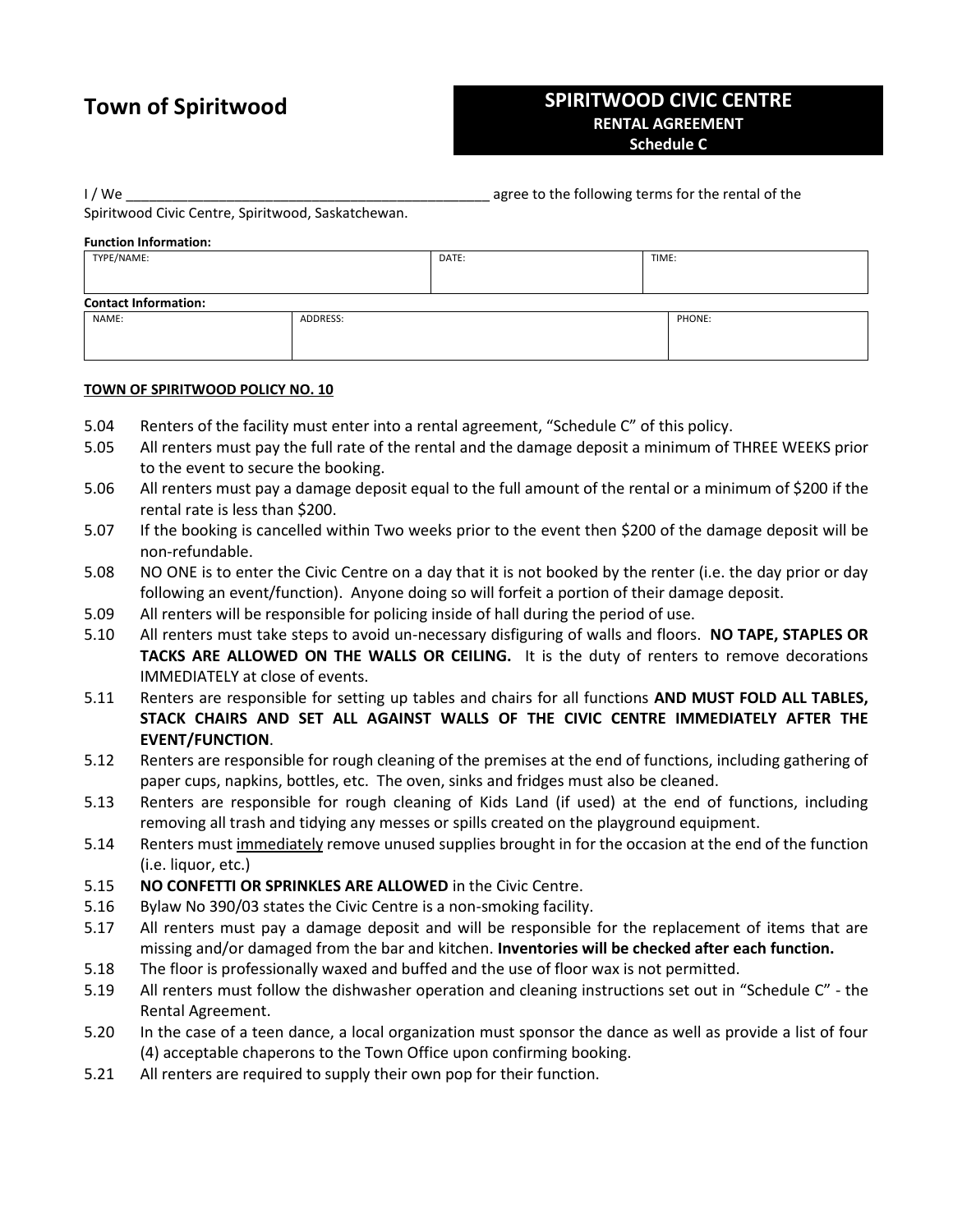# Town of Spiritwood

## SPIRITWOOD CIVIC CENTRE
**RENTAL AGREEMENT**
**Schedule C**

I / We ________________________________________________ agree to the following terms for the rental of the Spiritwood Civic Centre, Spiritwood, Saskatchewan.

**Function Information:**

| TYPE/NAME: | DATE: | TIME: |
|---|---|---|
| | | |

**Contact Information:**

| NAME: | ADDRESS: | PHONE: |
|---|---|---|
| | | |

**TOWN OF SPIRITWOOD POLICY NO. 10**

5.04 Renters of the facility must enter into a rental agreement, "Schedule C" of this policy.

5.05 All renters must pay the full rate of the rental and the damage deposit a minimum of THREE WEEKS prior to the event to secure the booking.

5.06 All renters must pay a damage deposit equal to the full amount of the rental or a minimum of $200 if the rental rate is less than $200.

5.07 If the booking is cancelled within Two weeks prior to the event then $200 of the damage deposit will be non-refundable.

5.08 NO ONE is to enter the Civic Centre on a day that it is not booked by the renter (i.e. the day prior or day following an event/function). Anyone doing so will forfeit a portion of their damage deposit.

5.09 All renters will be responsible for policing inside of hall during the period of use.

5.10 All renters must take steps to avoid un-necessary disfiguring of walls and floors. **NO TAPE, STAPLES OR TACKS ARE ALLOWED ON THE WALLS OR CEILING.** It is the duty of renters to remove decorations IMMEDIATELY at close of events.

5.11 Renters are responsible for setting up tables and chairs for all functions **AND MUST FOLD ALL TABLES, STACK CHAIRS AND SET ALL AGAINST WALLS OF THE CIVIC CENTRE IMMEDIATELY AFTER THE EVENT/FUNCTION**.

5.12 Renters are responsible for rough cleaning of the premises at the end of functions, including gathering of paper cups, napkins, bottles, etc. The oven, sinks and fridges must also be cleaned.

5.13 Renters are responsible for rough cleaning of Kids Land (if used) at the end of functions, including removing all trash and tidying any messes or spills created on the playground equipment.

5.14 Renters must <u>immediately</u> remove unused supplies brought in for the occasion at the end of the function (i.e. liquor, etc.)

5.15 **NO CONFETTI OR SPRINKLES ARE ALLOWED** in the Civic Centre.

5.16 Bylaw No 390/03 states the Civic Centre is a non-smoking facility.

5.17 All renters must pay a damage deposit and will be responsible for the replacement of items that are missing and/or damaged from the bar and kitchen. **Inventories will be checked after each function.**

5.18 The floor is professionally waxed and buffed and the use of floor wax is not permitted.

5.19 All renters must follow the dishwasher operation and cleaning instructions set out in "Schedule C" - the Rental Agreement.

5.20 In the case of a teen dance, a local organization must sponsor the dance as well as provide a list of four (4) acceptable chaperons to the Town Office upon confirming booking.

5.21 All renters are required to supply their own pop for their function.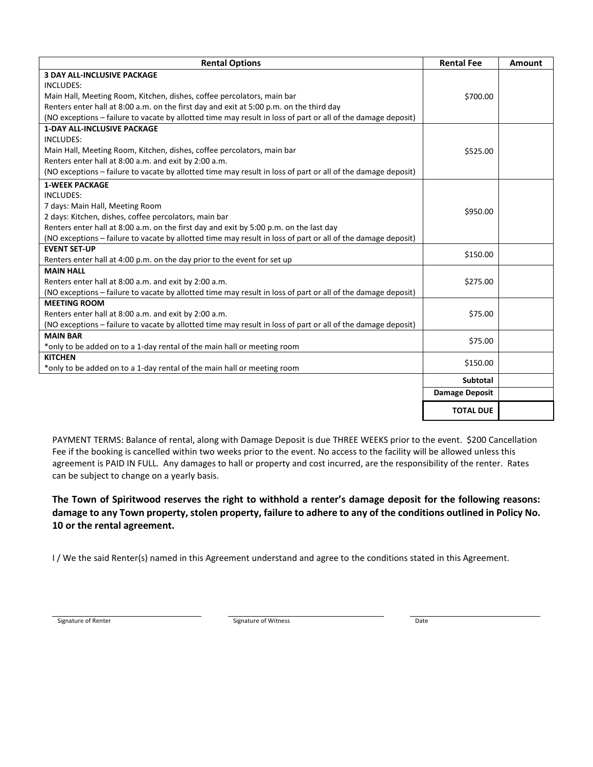| Rental Options | Rental Fee | Amount |
|---|---|---|
| **3 DAY ALL-INCLUSIVE PACKAGE**<br>INCLUDES:<br>Main Hall, Meeting Room, Kitchen, dishes, coffee percolators, main bar<br>Renters enter hall at 8:00 a.m. on the first day and exit at 5:00 p.m. on the third day<br>(NO exceptions – failure to vacate by allotted time may result in loss of part or all of the damage deposit) | $700.00 | |
| **1-DAY ALL-INCLUSIVE PACKAGE**<br>INCLUDES:<br>Main Hall, Meeting Room, Kitchen, dishes, coffee percolators, main bar<br>Renters enter hall at 8:00 a.m. and exit by 2:00 a.m.<br>(NO exceptions – failure to vacate by allotted time may result in loss of part or all of the damage deposit) | $525.00 | |
| **1-WEEK PACKAGE**<br>INCLUDES:<br>7 days: Main Hall, Meeting Room<br>2 days: Kitchen, dishes, coffee percolators, main bar<br>Renters enter hall at 8:00 a.m. on the first day and exit by 5:00 p.m. on the last day<br>(NO exceptions – failure to vacate by allotted time may result in loss of part or all of the damage deposit) | $950.00 | |
| **EVENT SET-UP**<br>Renters enter hall at 4:00 p.m. on the day prior to the event for set up | $150.00 | |
| **MAIN HALL**<br>Renters enter hall at 8:00 a.m. and exit by 2:00 a.m.<br>(NO exceptions – failure to vacate by allotted time may result in loss of part or all of the damage deposit) | $275.00 | |
| **MEETING ROOM**<br>Renters enter hall at 8:00 a.m. and exit by 2:00 a.m.<br>(NO exceptions – failure to vacate by allotted time may result in loss of part or all of the damage deposit) | $75.00 | |
| **MAIN BAR**<br>*only to be added on to a 1-day rental of the main hall or meeting room | $75.00 | |
| **KITCHEN**<br>*only to be added on to a 1-day rental of the main hall or meeting room | $150.00 | |
| | **Subtotal** | |
| | **Damage Deposit** | |
| | **TOTAL DUE** | |

PAYMENT TERMS: Balance of rental, along with Damage Deposit is due THREE WEEKS prior to the event. $200 Cancellation Fee if the booking is cancelled within two weeks prior to the event. No access to the facility will be allowed unless this agreement is PAID IN FULL. Any damages to hall or property and cost incurred, are the responsibility of the renter. Rates can be subject to change on a yearly basis.

**The Town of Spiritwood reserves the right to withhold a renter's damage deposit for the following reasons: damage to any Town property, stolen property, failure to adhere to any of the conditions outlined in Policy No. 10 or the rental agreement.**

I / We the said Renter(s) named in this Agreement understand and agree to the conditions stated in this Agreement.

| ______________________ | ______________________ | ______________________ |
|---|---|---|
| Signature of Renter | Signature of Witness | Date |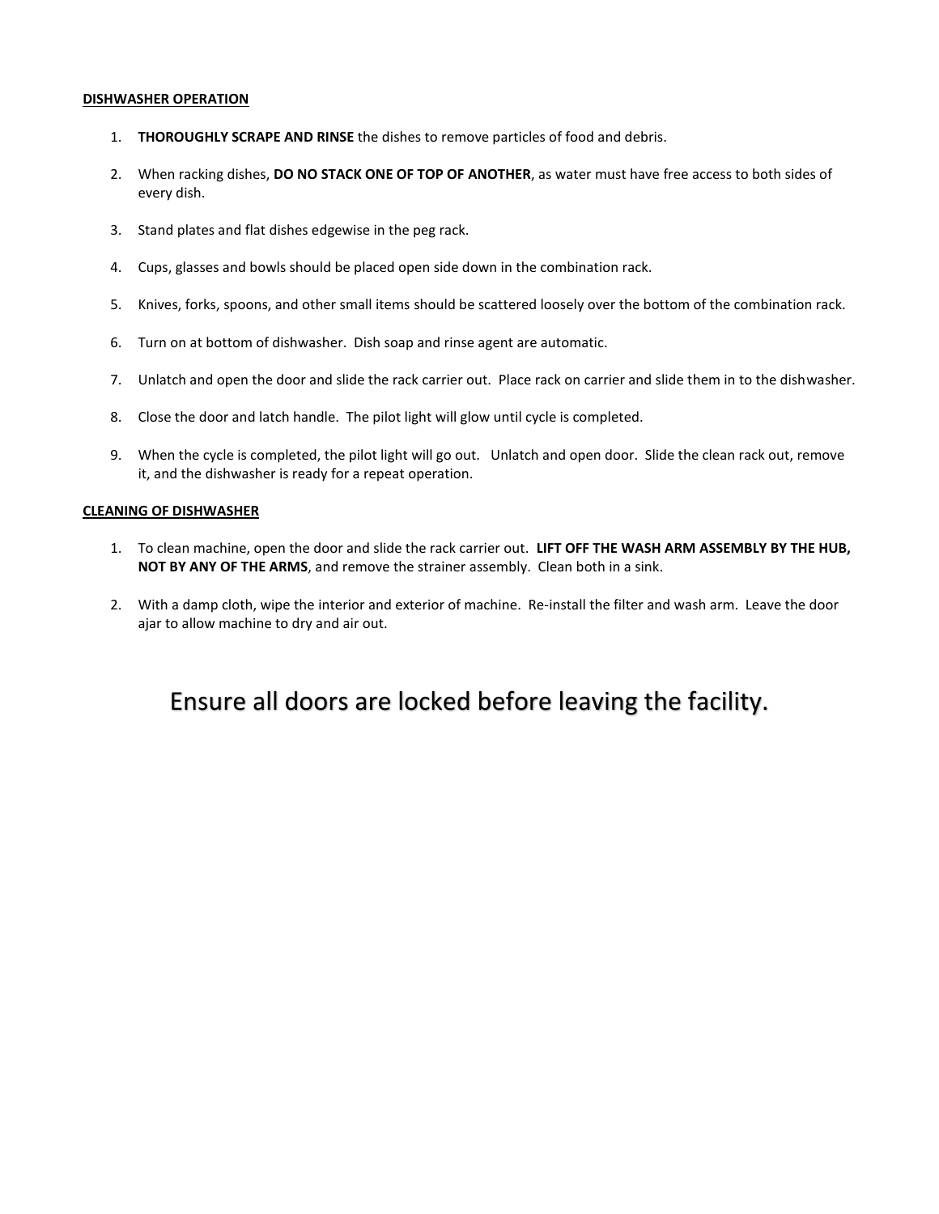**DISHWASHER OPERATION**

1. **THOROUGHLY SCRAPE AND RINSE** the dishes to remove particles of food and debris.
2. When racking dishes, **DO NO STACK ONE OF TOP OF ANOTHER**, as water must have free access to both sides of every dish.
3. Stand plates and flat dishes edgewise in the peg rack.
4. Cups, glasses and bowls should be placed open side down in the combination rack.
5. Knives, forks, spoons, and other small items should be scattered loosely over the bottom of the combination rack.
6. Turn on at bottom of dishwasher. Dish soap and rinse agent are automatic.
7. Unlatch and open the door and slide the rack carrier out. Place rack on carrier and slide them in to the dishwasher.
8. Close the door and latch handle. The pilot light will glow until cycle is completed.
9. When the cycle is completed, the pilot light will go out. Unlatch and open door. Slide the clean rack out, remove it, and the dishwasher is ready for a repeat operation.

**CLEANING OF DISHWASHER**

1. To clean machine, open the door and slide the rack carrier out. **LIFT OFF THE WASH ARM ASSEMBLY BY THE HUB, NOT BY ANY OF THE ARMS**, and remove the strainer assembly. Clean both in a sink.
2. With a damp cloth, wipe the interior and exterior of machine. Re-install the filter and wash arm. Leave the door ajar to allow machine to dry and air out.

## Ensure all doors are locked before leaving the facility.